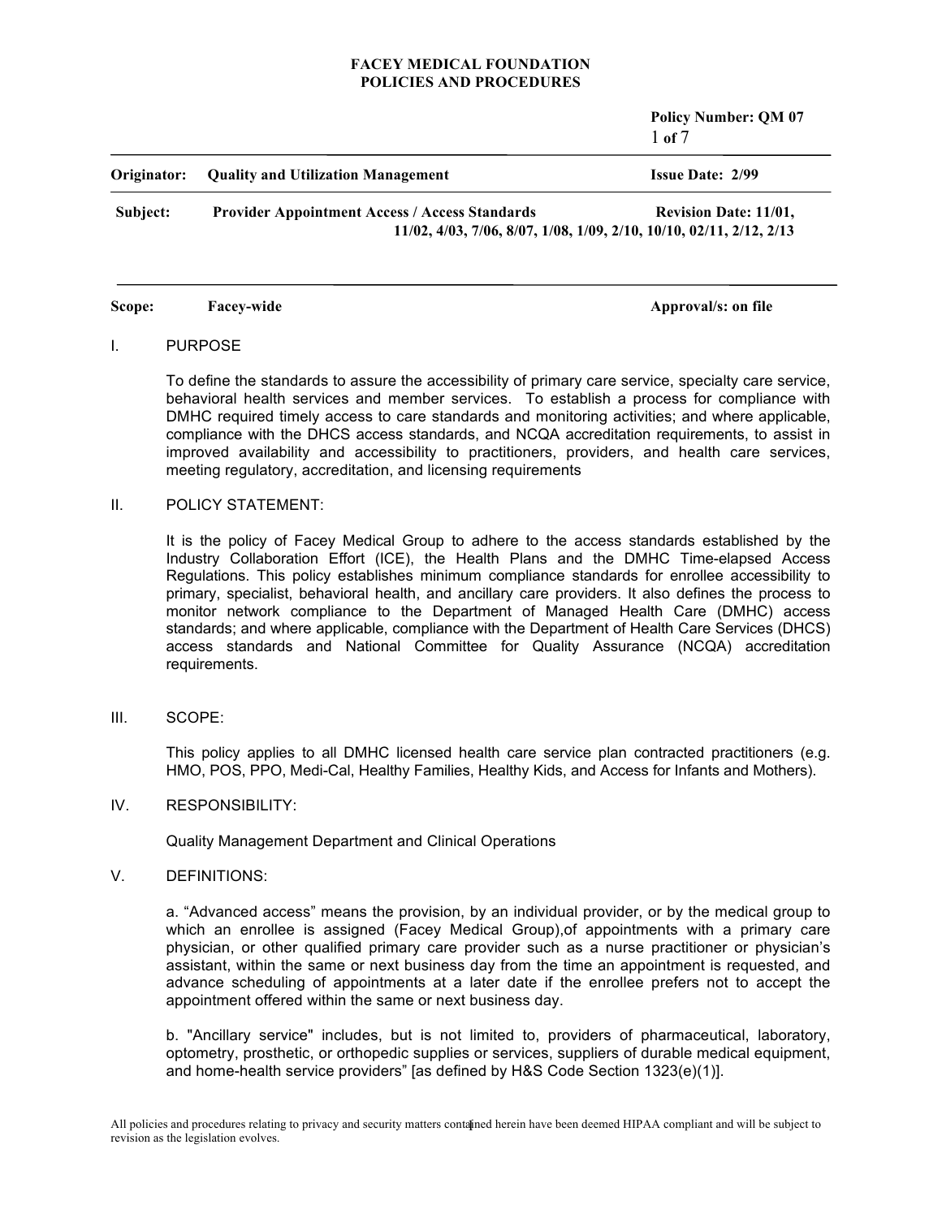**FACEY MEDICAL FOUNDATION**
**POLICIES AND PROCEDURES**

**Policy Number: QM 07**

| | | |
|---|---|---|
| **Originator:** | **Quality and Utilization Management** | **Issue Date: 2/99** |
| **Subject:** | **Provider Appointment Access / Access Standards** | **Revision Date: 11/01, 11/02, 4/03, 7/06, 8/07, 1/08, 1/09, 2/10, 10/10, 02/11, 2/12, 2/13** |
| **Scope:** | **Facey-wide** | **Approval/s: on file** |

## I. PURPOSE

To define the standards to assure the accessibility of primary care service, specialty care service, behavioral health services and member services. To establish a process for compliance with DMHC required timely access to care standards and monitoring activities; and where applicable, compliance with the DHCS access standards, and NCQA accreditation requirements, to assist in improved availability and accessibility to practitioners, providers, and health care services, meeting regulatory, accreditation, and licensing requirements

## II. POLICY STATEMENT:

It is the policy of Facey Medical Group to adhere to the access standards established by the Industry Collaboration Effort (ICE), the Health Plans and the DMHC Time-elapsed Access Regulations. This policy establishes minimum compliance standards for enrollee accessibility to primary, specialist, behavioral health, and ancillary care providers. It also defines the process to monitor network compliance to the Department of Managed Health Care (DMHC) access standards; and where applicable, compliance with the Department of Health Care Services (DHCS) access standards and National Committee for Quality Assurance (NCQA) accreditation requirements.

## III. SCOPE:

This policy applies to all DMHC licensed health care service plan contracted practitioners (e.g. HMO, POS, PPO, Medi-Cal, Healthy Families, Healthy Kids, and Access for Infants and Mothers).

## IV. RESPONSIBILITY:

Quality Management Department and Clinical Operations

## V. DEFINITIONS:

a. "Advanced access" means the provision, by an individual provider, or by the medical group to which an enrollee is assigned (Facey Medical Group),of appointments with a primary care physician, or other qualified primary care provider such as a nurse practitioner or physician's assistant, within the same or next business day from the time an appointment is requested, and advance scheduling of appointments at a later date if the enrollee prefers not to accept the appointment offered within the same or next business day.

b. "Ancillary service" includes, but is not limited to, providers of pharmaceutical, laboratory, optometry, prosthetic, or orthopedic supplies or services, suppliers of durable medical equipment, and home-health service providers" [as defined by H&S Code Section 1323(e)(1)].

All policies and procedures relating to privacy and security matters contained herein have been deemed HIPAA compliant and will be subject to revision as the legislation evolves.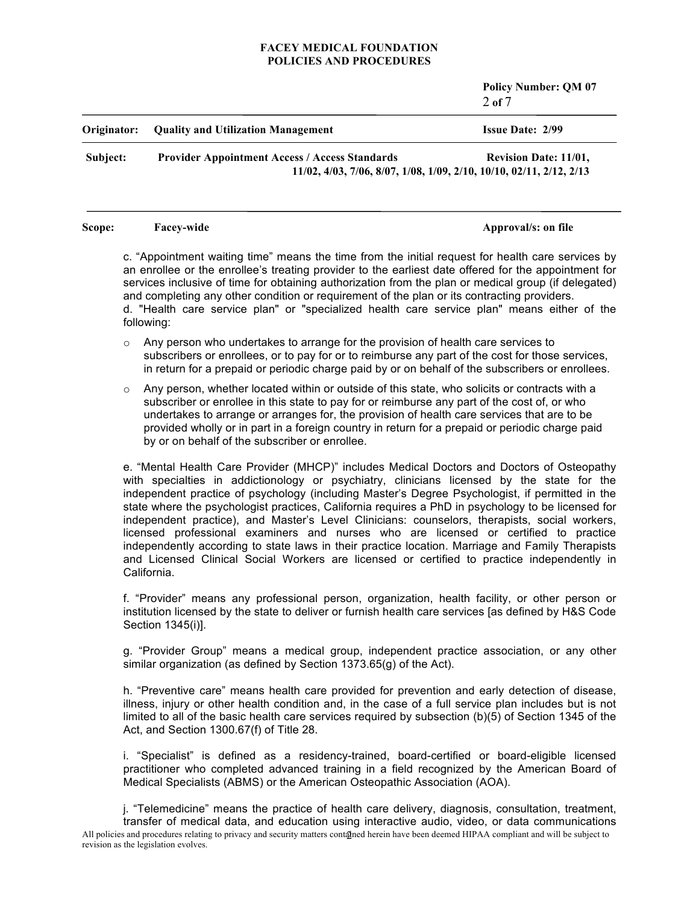c. “Appointment waiting time” means the time from the initial request for health care services by an enrollee or the enrollee’s treating provider to the earliest date offered for the appointment for services inclusive of time for obtaining authorization from the plan or medical group (if delegated) and completing any other condition or requirement of the plan or its contracting providers.
d. "Health care service plan" or "specialized health care service plan" means either of the following:

- Any person who undertakes to arrange for the provision of health care services to subscribers or enrollees, or to pay for or to reimburse any part of the cost for those services, in return for a prepaid or periodic charge paid by or on behalf of the subscribers or enrollees.
- Any person, whether located within or outside of this state, who solicits or contracts with a subscriber or enrollee in this state to pay for or reimburse any part of the cost of, or who undertakes to arrange or arranges for, the provision of health care services that are to be provided wholly or in part in a foreign country in return for a prepaid or periodic charge paid by or on behalf of the subscriber or enrollee.

e. “Mental Health Care Provider (MHCP)” includes Medical Doctors and Doctors of Osteopathy with specialties in addictionology or psychiatry, clinicians licensed by the state for the independent practice of psychology (including Master’s Degree Psychologist, if permitted in the state where the psychologist practices, California requires a PhD in psychology to be licensed for independent practice), and Master’s Level Clinicians: counselors, therapists, social workers, licensed professional examiners and nurses who are licensed or certified to practice independently according to state laws in their practice location. Marriage and Family Therapists and Licensed Clinical Social Workers are licensed or certified to practice independently in California.

f. “Provider” means any professional person, organization, health facility, or other person or institution licensed by the state to deliver or furnish health care services [as defined by H&S Code Section 1345(i)].

g. “Provider Group” means a medical group, independent practice association, or any other similar organization (as defined by Section 1373.65(g) of the Act).

h. “Preventive care” means health care provided for prevention and early detection of disease, illness, injury or other health condition and, in the case of a full service plan includes but is not limited to all of the basic health care services required by subsection (b)(5) of Section 1345 of the Act, and Section 1300.67(f) of Title 28.

i. “Specialist” is defined as a residency-trained, board-certified or board-eligible licensed practitioner who completed advanced training in a field recognized by the American Board of Medical Specialists (ABMS) or the American Osteopathic Association (AOA).

j. “Telemedicine” means the practice of health care delivery, diagnosis, consultation, treatment, transfer of medical data, and education using interactive audio, video, or data communications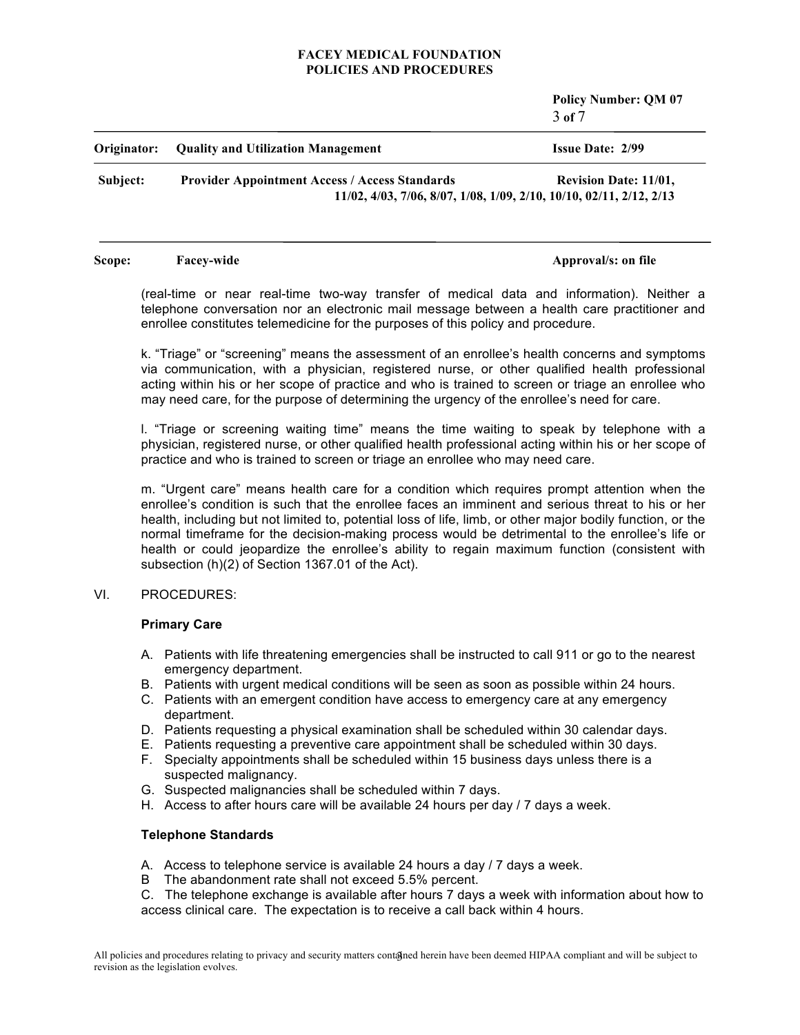(real-time or near real-time two-way transfer of medical data and information). Neither a telephone conversation nor an electronic mail message between a health care practitioner and enrollee constitutes telemedicine for the purposes of this policy and procedure.

k. "Triage" or "screening" means the assessment of an enrollee's health concerns and symptoms via communication, with a physician, registered nurse, or other qualified health professional acting within his or her scope of practice and who is trained to screen or triage an enrollee who may need care, for the purpose of determining the urgency of the enrollee's need for care.

l. "Triage or screening waiting time" means the time waiting to speak by telephone with a physician, registered nurse, or other qualified health professional acting within his or her scope of practice and who is trained to screen or triage an enrollee who may need care.

m. "Urgent care" means health care for a condition which requires prompt attention when the enrollee's condition is such that the enrollee faces an imminent and serious threat to his or her health, including but not limited to, potential loss of life, limb, or other major bodily function, or the normal timeframe for the decision-making process would be detrimental to the enrollee's life or health or could jeopardize the enrollee's ability to regain maximum function (consistent with subsection (h)(2) of Section 1367.01 of the Act).

VI. PROCEDURES:

**Primary Care**

A. Patients with life threatening emergencies shall be instructed to call 911 or go to the nearest emergency department.
B. Patients with urgent medical conditions will be seen as soon as possible within 24 hours.
C. Patients with an emergent condition have access to emergency care at any emergency department.
D. Patients requesting a physical examination shall be scheduled within 30 calendar days.
E. Patients requesting a preventive care appointment shall be scheduled within 30 days.
F. Specialty appointments shall be scheduled within 15 business days unless there is a suspected malignancy.
G. Suspected malignancies shall be scheduled within 7 days.
H. Access to after hours care will be available 24 hours per day / 7 days a week.

**Telephone Standards**

A. Access to telephone service is available 24 hours a day / 7 days a week.
B The abandonment rate shall not exceed 5.5% percent.
C. The telephone exchange is available after hours 7 days a week with information about how to access clinical care. The expectation is to receive a call back within 4 hours.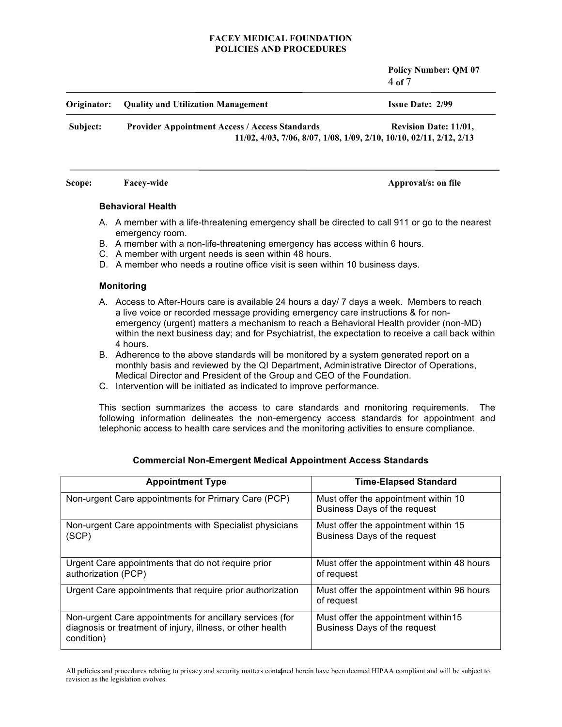### Behavioral Health

A. A member with a life-threatening emergency shall be directed to call 911 or go to the nearest emergency room.
B. A member with a non-life-threatening emergency has access within 6 hours.
C. A member with urgent needs is seen within 48 hours.
D. A member who needs a routine office visit is seen within 10 business days.

### Monitoring

A. Access to After-Hours care is available 24 hours a day/ 7 days a week. Members to reach a live voice or recorded message providing emergency care instructions & for non-emergency (urgent) matters a mechanism to reach a Behavioral Health provider (non-MD) within the next business day; and for Psychiatrist, the expectation to receive a call back within 4 hours.
B. Adherence to the above standards will be monitored by a system generated report on a monthly basis and reviewed by the QI Department, Administrative Director of Operations, Medical Director and President of the Group and CEO of the Foundation.
C. Intervention will be initiated as indicated to improve performance.

This section summarizes the access to care standards and monitoring requirements. The following information delineates the non-emergency access standards for appointment and telephonic access to health care services and the monitoring activities to ensure compliance.

**Commercial Non-Emergent Medical Appointment Access Standards**

| Appointment Type | Time-Elapsed Standard |
|---|---|
| Non-urgent Care appointments for Primary Care (PCP) | Must offer the appointment within 10 Business Days of the request |
| Non-urgent Care appointments with Specialist physicians (SCP) | Must offer the appointment within 15 Business Days of the request |
| Urgent Care appointments that do not require prior authorization (PCP) | Must offer the appointment within 48 hours of request |
| Urgent Care appointments that require prior authorization | Must offer the appointment within 96 hours of request |
| Non-urgent Care appointments for ancillary services (for diagnosis or treatment of injury, illness, or other health condition) | Must offer the appointment within15 Business Days of the request |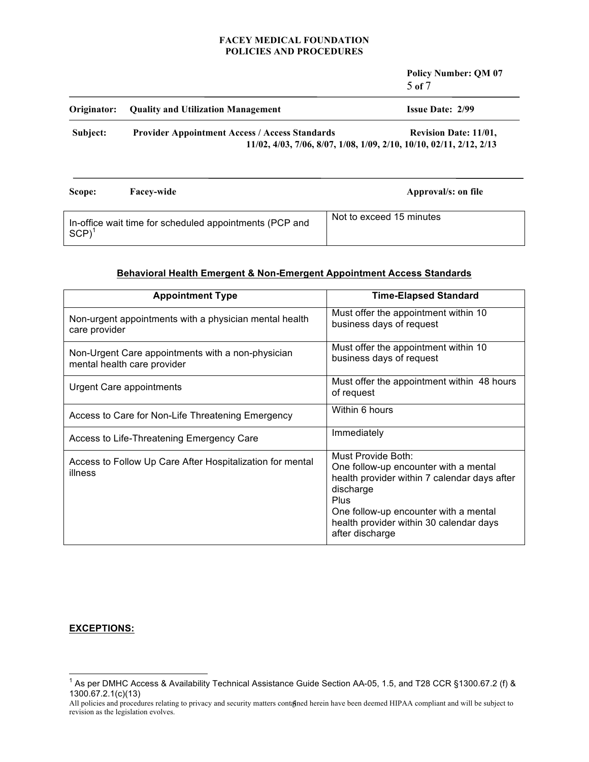| In-office wait time for scheduled appointments (PCP and SCP)[1] | Not to exceed 15 minutes |
|---|---|

## Behavioral Health Emergent & Non-Emergent Appointment Access Standards

| Appointment Type | Time-Elapsed Standard |
|---|---|
| Non-urgent appointments with a physician mental health care provider | Must offer the appointment within 10 business days of request |
| Non-Urgent Care appointments with a non-physician mental health care provider | Must offer the appointment within 10 business days of request |
| Urgent Care appointments | Must offer the appointment within 48 hours of request |
| Access to Care for Non-Life Threatening Emergency | Within 6 hours |
| Access to Life-Threatening Emergency Care | Immediately |
| Access to Follow Up Care After Hospitalization for mental illness | Must Provide Both:<br>One follow-up encounter with a mental health provider within 7 calendar days after discharge<br>Plus<br>One follow-up encounter with a mental health provider within 30 calendar days after discharge |

**EXCEPTIONS:**

[1] As per DMHC Access & Availability Technical Assistance Guide Section AA-05, 1.5, and T28 CCR §1300.67.2 (f) & 1300.67.2.1(c)(13)

All policies and procedures relating to privacy and security matters contained herein have been deemed HIPAA compliant and will be subject to revision as the legislation evolves.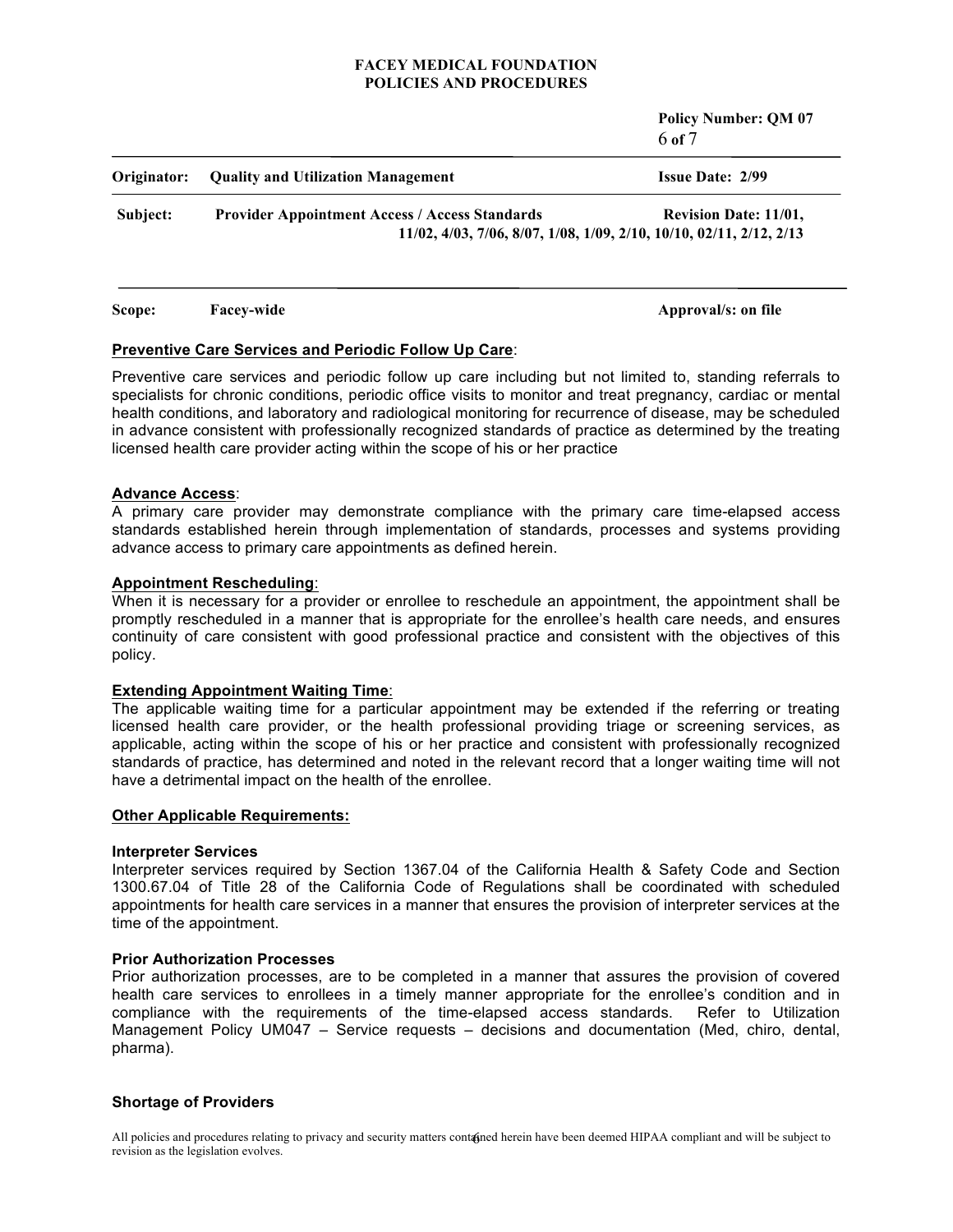**Preventive Care Services and Periodic Follow Up Care**:

Preventive care services and periodic follow up care including but not limited to, standing referrals to specialists for chronic conditions, periodic office visits to monitor and treat pregnancy, cardiac or mental health conditions, and laboratory and radiological monitoring for recurrence of disease, may be scheduled in advance consistent with professionally recognized standards of practice as determined by the treating licensed health care provider acting within the scope of his or her practice

**Advance Access**:

A primary care provider may demonstrate compliance with the primary care time-elapsed access standards established herein through implementation of standards, processes and systems providing advance access to primary care appointments as defined herein.

**Appointment Rescheduling**:

When it is necessary for a provider or enrollee to reschedule an appointment, the appointment shall be promptly rescheduled in a manner that is appropriate for the enrollee's health care needs, and ensures continuity of care consistent with good professional practice and consistent with the objectives of this policy.

**Extending Appointment Waiting Time**:

The applicable waiting time for a particular appointment may be extended if the referring or treating licensed health care provider, or the health professional providing triage or screening services, as applicable, acting within the scope of his or her practice and consistent with professionally recognized standards of practice, has determined and noted in the relevant record that a longer waiting time will not have a detrimental impact on the health of the enrollee.

**Other Applicable Requirements:**

**Interpreter Services**

Interpreter services required by Section 1367.04 of the California Health & Safety Code and Section 1300.67.04 of Title 28 of the California Code of Regulations shall be coordinated with scheduled appointments for health care services in a manner that ensures the provision of interpreter services at the time of the appointment.

**Prior Authorization Processes**

Prior authorization processes, are to be completed in a manner that assures the provision of covered health care services to enrollees in a timely manner appropriate for the enrollee's condition and in compliance with the requirements of the time-elapsed access standards. Refer to Utilization Management Policy UM047 – Service requests – decisions and documentation (Med, chiro, dental, pharma).

**Shortage of Providers**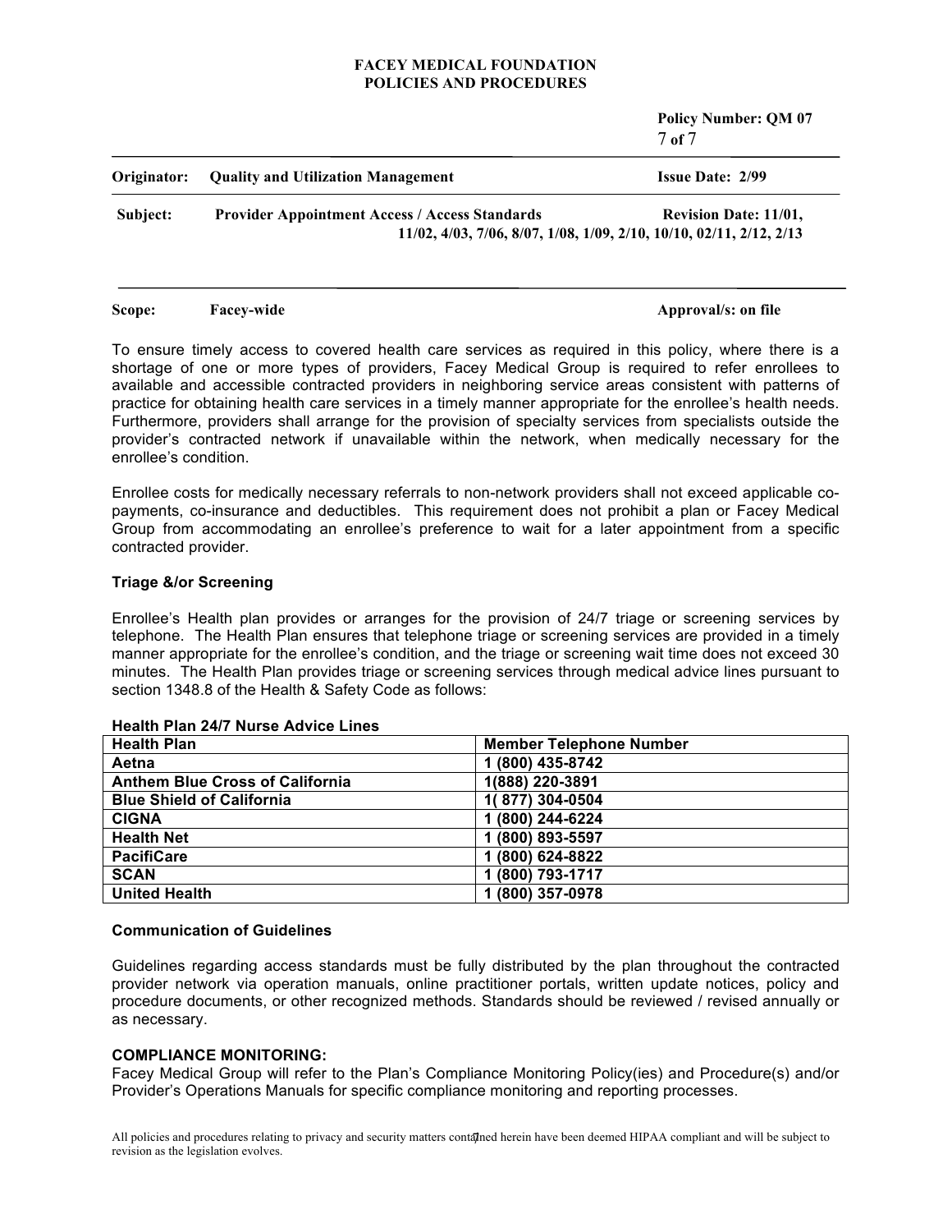# FACEY MEDICAL FOUNDATION
## POLICIES AND PROCEDURES

**Policy Number: QM 07**

| | | |
|---|---|---|
| **Originator:** | **Quality and Utilization Management** | **Issue Date: 2/99** |
| **Subject:** | **Provider Appointment Access / Access Standards** | **Revision Date: 11/01, 11/02, 4/03, 7/06, 8/07, 1/08, 1/09, 2/10, 10/10, 02/11, 2/12, 2/13** |
| **Scope:** | **Facey-wide** | **Approval/s: on file** |

To ensure timely access to covered health care services as required in this policy, where there is a shortage of one or more types of providers, Facey Medical Group is required to refer enrollees to available and accessible contracted providers in neighboring service areas consistent with patterns of practice for obtaining health care services in a timely manner appropriate for the enrollee's health needs. Furthermore, providers shall arrange for the provision of specialty services from specialists outside the provider's contracted network if unavailable within the network, when medically necessary for the enrollee's condition.

Enrollee costs for medically necessary referrals to non-network providers shall not exceed applicable co-payments, co-insurance and deductibles. This requirement does not prohibit a plan or Facey Medical Group from accommodating an enrollee's preference to wait for a later appointment from a specific contracted provider.

### Triage &/or Screening

Enrollee's Health plan provides or arranges for the provision of 24/7 triage or screening services by telephone. The Health Plan ensures that telephone triage or screening services are provided in a timely manner appropriate for the enrollee's condition, and the triage or screening wait time does not exceed 30 minutes. The Health Plan provides triage or screening services through medical advice lines pursuant to section 1348.8 of the Health & Safety Code as follows:

**Health Plan 24/7 Nurse Advice Lines**

| Health Plan | Member Telephone Number |
|---|---|
| **Aetna** | **1 (800) 435-8742** |
| **Anthem Blue Cross of California** | **1(888) 220-3891** |
| **Blue Shield of California** | **1( 877) 304-0504** |
| **CIGNA** | **1 (800) 244-6224** |
| **Health Net** | **1 (800) 893-5597** |
| **PacifiCare** | **1 (800) 624-8822** |
| **SCAN** | **1 (800) 793-1717** |
| **United Health** | **1 (800) 357-0978** |

### Communication of Guidelines

Guidelines regarding access standards must be fully distributed by the plan throughout the contracted provider network via operation manuals, online practitioner portals, written update notices, policy and procedure documents, or other recognized methods. Standards should be reviewed / revised annually or as necessary.

### COMPLIANCE MONITORING:

Facey Medical Group will refer to the Plan's Compliance Monitoring Policy(ies) and Procedure(s) and/or Provider's Operations Manuals for specific compliance monitoring and reporting processes.

All policies and procedures relating to privacy and security matters contained herein have been deemed HIPAA compliant and will be subject to revision as the legislation evolves.